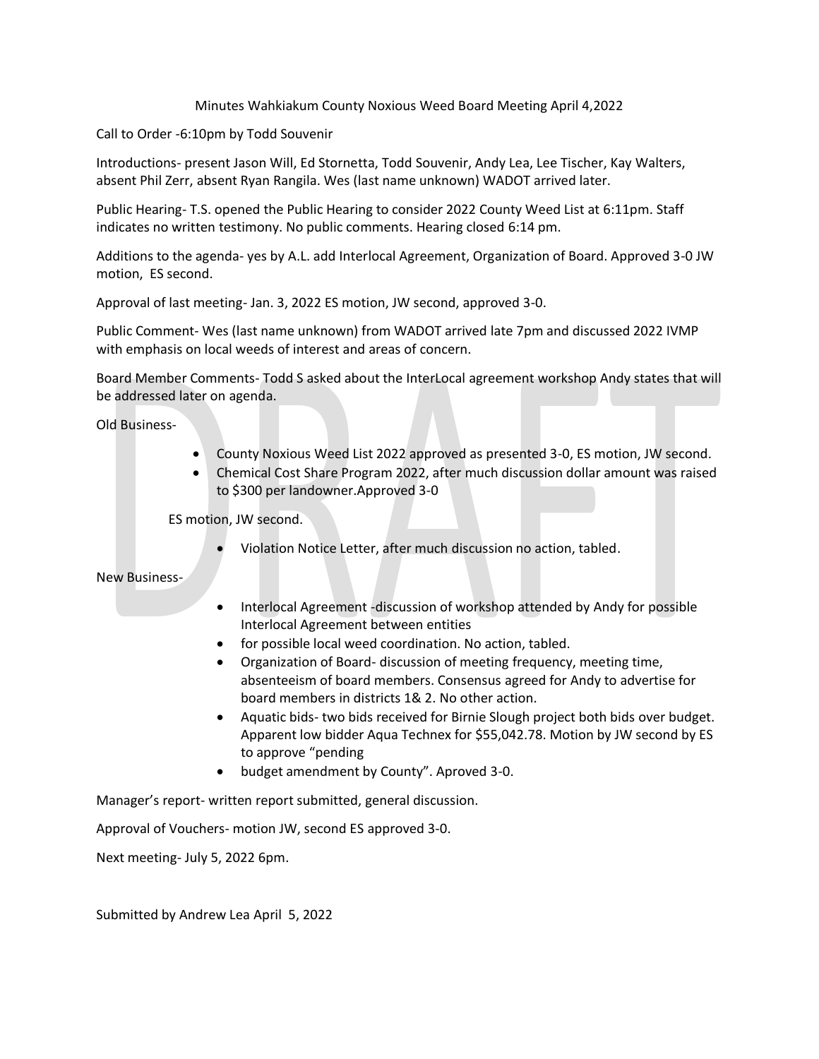# Minutes Wahkiakum County Noxious Weed Board Meeting April 4,2022

Call to Order -6:10pm by Todd Souvenir

Introductions- present Jason Will, Ed Stornetta, Todd Souvenir, Andy Lea, Lee Tischer, Kay Walters, absent Phil Zerr, absent Ryan Rangila. Wes (last name unknown) WADOT arrived later.

Public Hearing- T.S. opened the Public Hearing to consider 2022 County Weed List at 6:11pm. Staff indicates no written testimony. No public comments. Hearing closed 6:14 pm.

Additions to the agenda- yes by A.L. add Interlocal Agreement, Organization of Board. Approved 3-0 JW motion, ES second.

Approval of last meeting- Jan. 3, 2022 ES motion, JW second, approved 3-0.

Public Comment- Wes (last name unknown) from WADOT arrived late 7pm and discussed 2022 IVMP with emphasis on local weeds of interest and areas of concern.

Board Member Comments- Todd S asked about the InterLocal agreement workshop Andy states that will be addressed later on agenda.

Old Business-

- County Noxious Weed List 2022 approved as presented 3-0, ES motion, JW second.
- Chemical Cost Share Program 2022, after much discussion dollar amount was raised to $300 per landowner.Approved 3-0

  ES motion, JW second.

- Violation Notice Letter, after much discussion no action, tabled.

New Business-

- Interlocal Agreement -discussion of workshop attended by Andy for possible Interlocal Agreement between entities
- for possible local weed coordination. No action, tabled.
- Organization of Board- discussion of meeting frequency, meeting time, absenteeism of board members. Consensus agreed for Andy to advertise for board members in districts 1& 2. No other action.
- Aquatic bids- two bids received for Birnie Slough project both bids over budget. Apparent low bidder Aqua Technex for $55,042.78. Motion by JW second by ES to approve "pending
- budget amendment by County". Aproved 3-0.

Manager's report- written report submitted, general discussion.

Approval of Vouchers- motion JW, second ES approved 3-0.

Next meeting- July 5, 2022 6pm.

Submitted by Andrew Lea April 5, 2022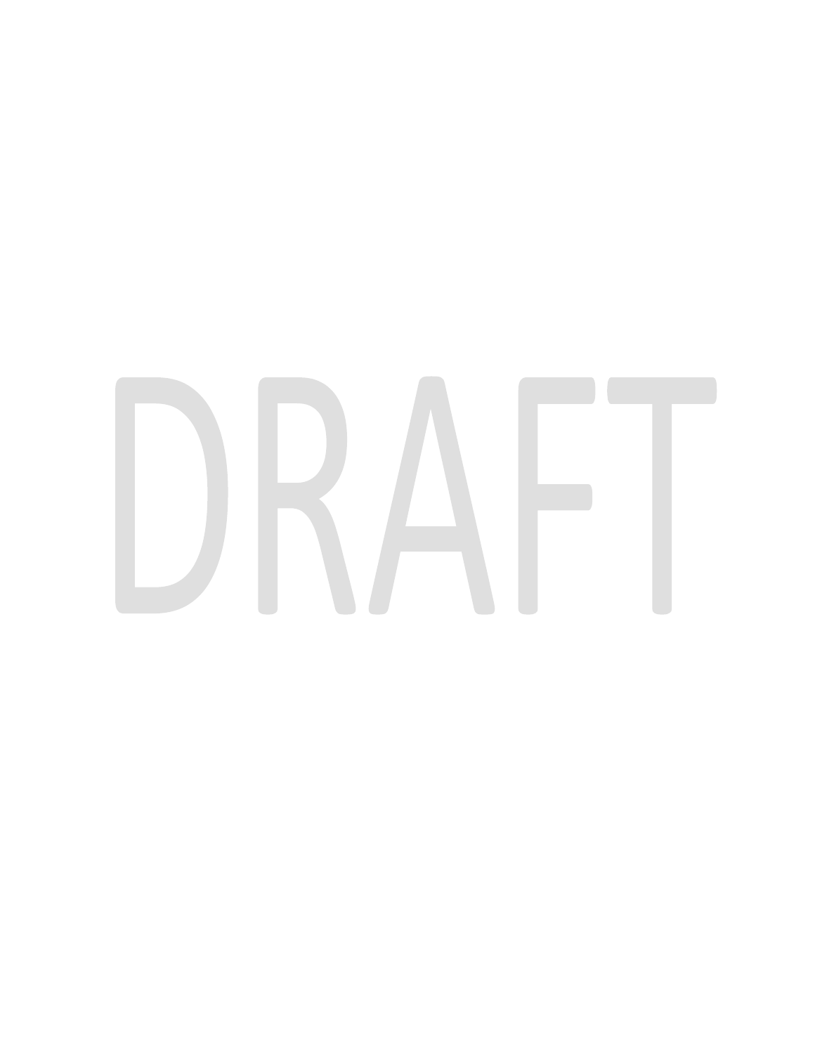DRAFT